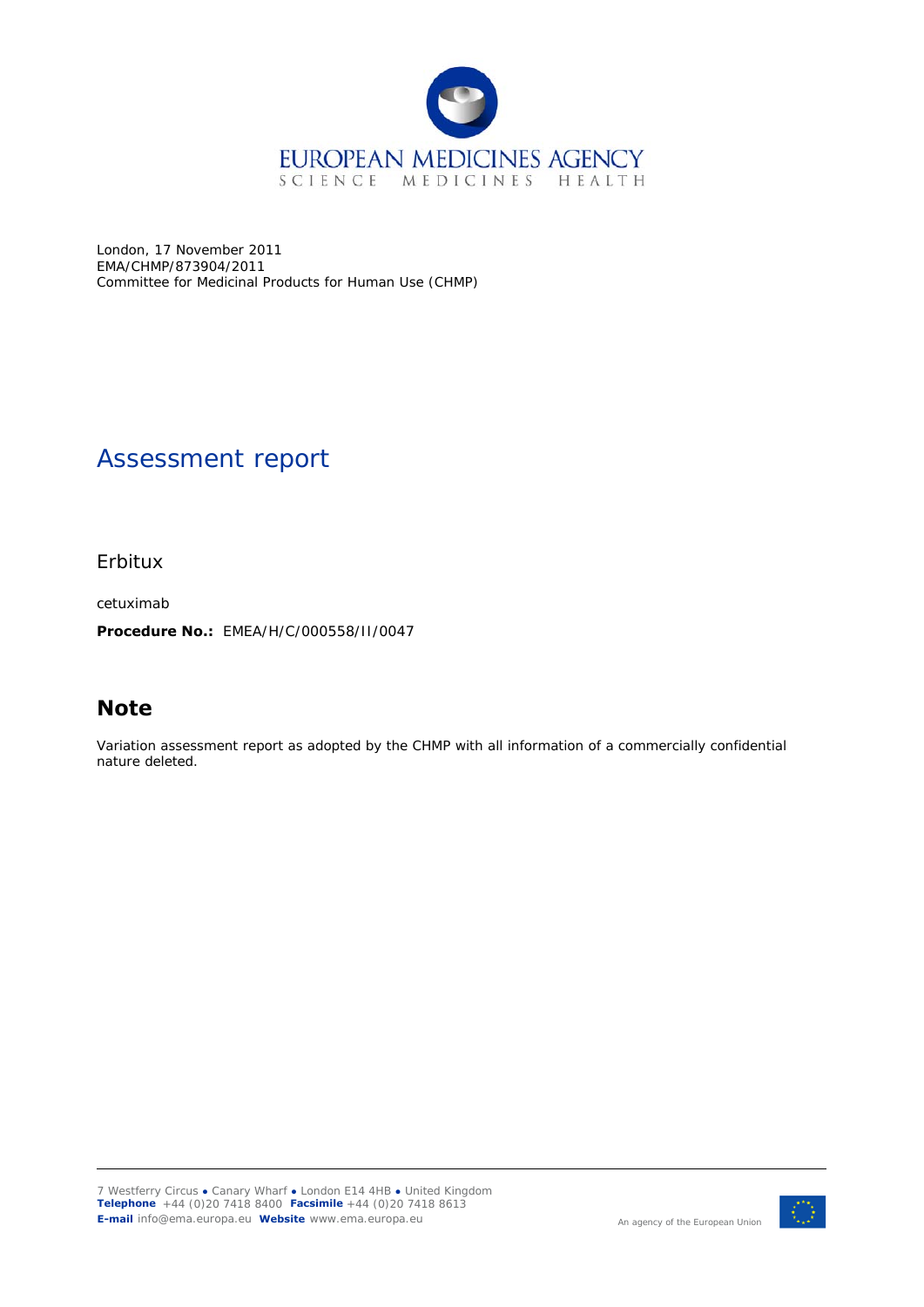EUROPEAN MEDICINES AGENCY
SCIENCE MEDICINES HEALTH

London, 17 November 2011
EMA/CHMP/873904/2011
Committee for Medicinal Products for Human Use (CHMP)

# Assessment report

Erbitux

cetuximab

**Procedure No.:** EMEA/H/C/000558/II/0047

## Note

Variation assessment report as adopted by the CHMP with all information of a commercially confidential nature deleted.

7 Westferry Circus ● Canary Wharf ● London E14 4HB ● United Kingdom
**Telephone** +44 (0)20 7418 8400 **Facsimile** +44 (0)20 7418 8613
**E-mail** info@ema.europa.eu **Website** www.ema.europa.eu

An agency of the European Union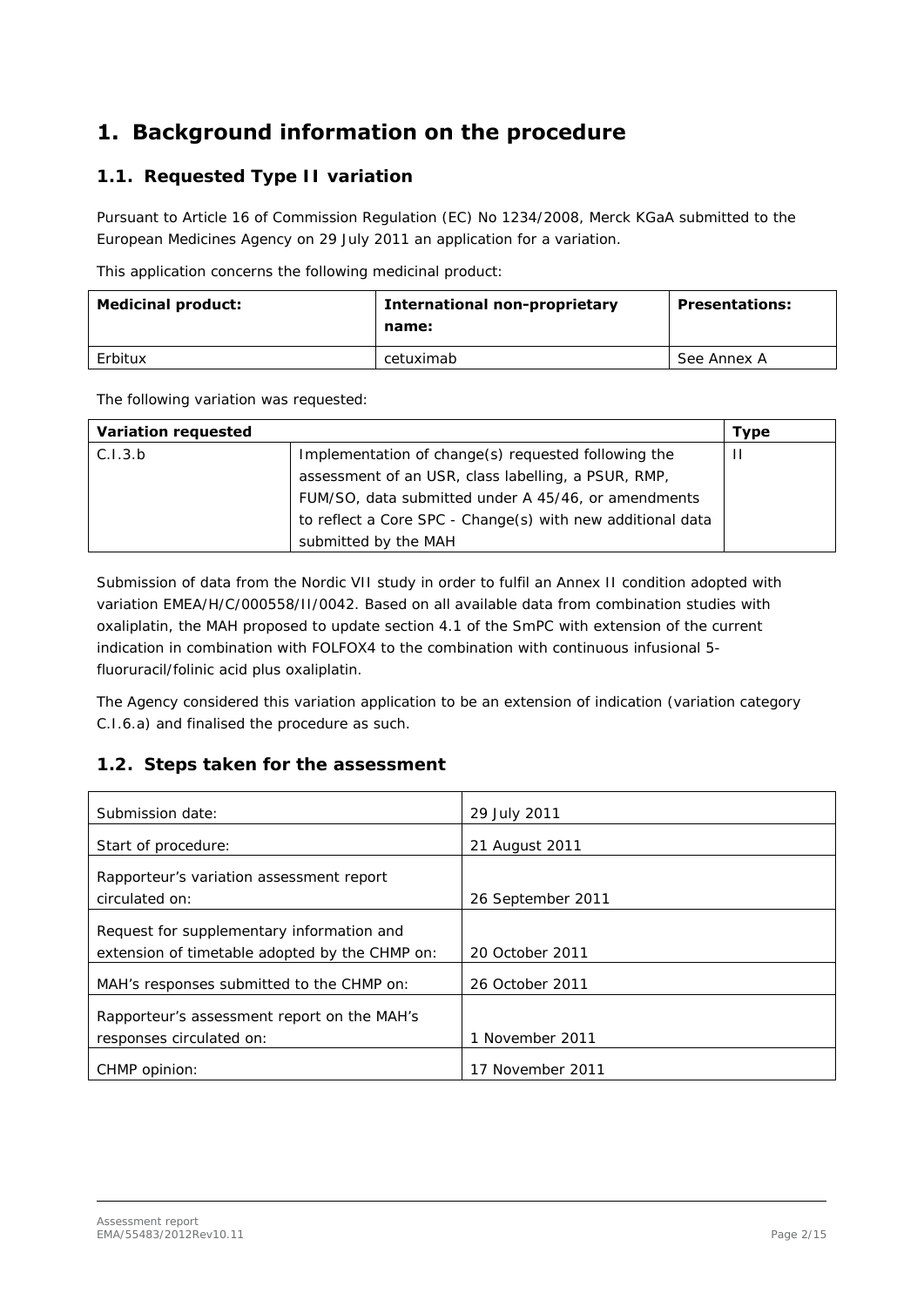# 1. Background information on the procedure

## 1.1. Requested Type II variation

Pursuant to Article 16 of Commission Regulation (EC) No 1234/2008, Merck KGaA submitted to the European Medicines Agency on 29 July 2011 an application for a variation.

This application concerns the following medicinal product:

| Medicinal product: | International non-proprietary name: | Presentations: |
|---|---|---|
| Erbitux | cetuximab | See Annex A |

The following variation was requested:

| Variation requested | | Type |
|---|---|---|
| C.I.3.b | Implementation of change(s) requested following the assessment of an USR, class labelling, a PSUR, RMP, FUM/SO, data submitted under A 45/46, or amendments to reflect a Core SPC - Change(s) with new additional data submitted by the MAH | II |

Submission of data from the Nordic VII study in order to fulfil an Annex II condition adopted with variation EMEA/H/C/000558/II/0042. Based on all available data from combination studies with oxaliplatin, the MAH proposed to update section 4.1 of the SmPC with extension of the current indication in combination with FOLFOX4 to the combination with continuous infusional 5-fluoruracil/folinic acid plus oxaliplatin.

The Agency considered this variation application to be an extension of indication (variation category C.I.6.a) and finalised the procedure as such.

## 1.2. Steps taken for the assessment

| | |
|---|---|
| Submission date: | 29 July 2011 |
| Start of procedure: | 21 August 2011 |
| Rapporteur's variation assessment report circulated on: | 26 September 2011 |
| Request for supplementary information and extension of timetable adopted by the CHMP on: | 20 October 2011 |
| MAH's responses submitted to the CHMP on: | 26 October 2011 |
| Rapporteur's assessment report on the MAH's responses circulated on: | 1 November 2011 |
| CHMP opinion: | 17 November 2011 |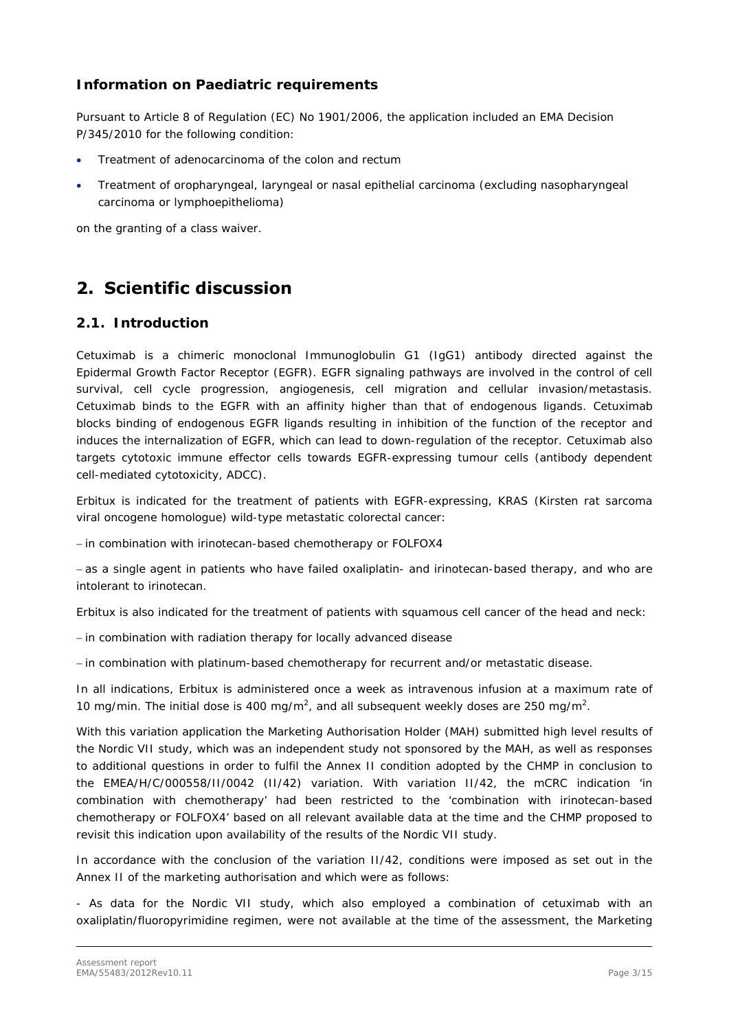### Information on Paediatric requirements

Pursuant to Article 8 of Regulation (EC) No 1901/2006, the application included an EMA Decision P/345/2010 for the following condition:

- Treatment of adenocarcinoma of the colon and rectum
- Treatment of oropharyngeal, laryngeal or nasal epithelial carcinoma (excluding nasopharyngeal carcinoma or lymphoepithelioma)

on the granting of a class waiver.

## 2. Scientific discussion

### 2.1. Introduction

Cetuximab is a chimeric monoclonal Immunoglobulin G1 (IgG1) antibody directed against the Epidermal Growth Factor Receptor (EGFR). EGFR signaling pathways are involved in the control of cell survival, cell cycle progression, angiogenesis, cell migration and cellular invasion/metastasis. Cetuximab binds to the EGFR with an affinity higher than that of endogenous ligands. Cetuximab blocks binding of endogenous EGFR ligands resulting in inhibition of the function of the receptor and induces the internalization of EGFR, which can lead to down-regulation of the receptor. Cetuximab also targets cytotoxic immune effector cells towards EGFR-expressing tumour cells (antibody dependent cell-mediated cytotoxicity, ADCC).

Erbitux is indicated for the treatment of patients with EGFR-expressing, KRAS (Kirsten rat sarcoma viral oncogene homologue) wild-type metastatic colorectal cancer:

– in combination with irinotecan-based chemotherapy or FOLFOX4

– as a single agent in patients who have failed oxaliplatin- and irinotecan-based therapy, and who are intolerant to irinotecan.

Erbitux is also indicated for the treatment of patients with squamous cell cancer of the head and neck:

– in combination with radiation therapy for locally advanced disease

– in combination with platinum-based chemotherapy for recurrent and/or metastatic disease.

In all indications, Erbitux is administered once a week as intravenous infusion at a maximum rate of 10 mg/min. The initial dose is 400 $mg/m^2$, and all subsequent weekly doses are 250 $mg/m^2$.

With this variation application the Marketing Authorisation Holder (MAH) submitted high level results of the Nordic VII study, which was an independent study not sponsored by the MAH, as well as responses to additional questions in order to fulfil the Annex II condition adopted by the CHMP in conclusion to the EMEA/H/C/000558/II/0042 (II/42) variation. With variation II/42, the mCRC indication 'in combination with chemotherapy' had been restricted to the 'combination with irinotecan-based chemotherapy or FOLFOX4' based on all relevant available data at the time and the CHMP proposed to revisit this indication upon availability of the results of the Nordic VII study.

In accordance with the conclusion of the variation II/42, conditions were imposed as set out in the Annex II of the marketing authorisation and which were as follows:

- As data for the Nordic VII study, which also employed a combination of cetuximab with an oxaliplatin/fluoropyrimidine regimen, were not available at the time of the assessment, the Marketing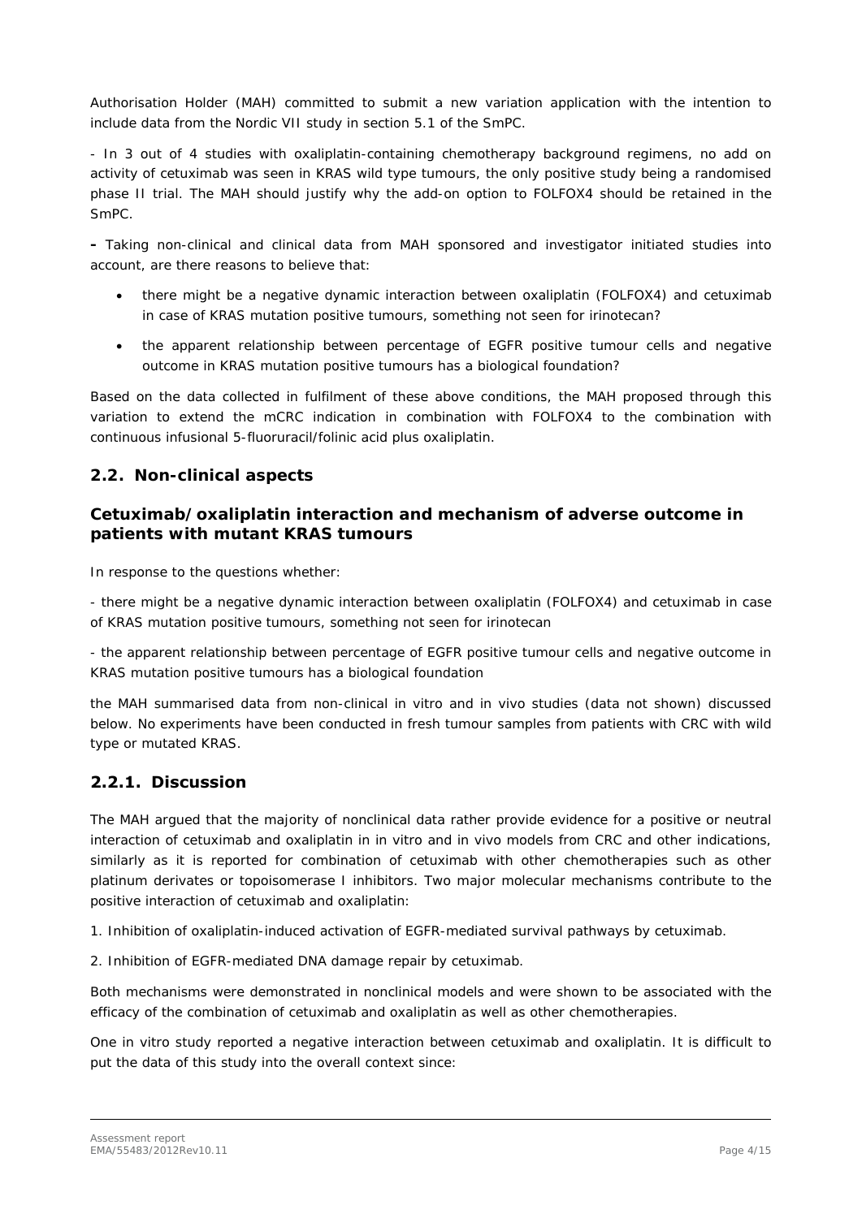Authorisation Holder (MAH) committed to submit a new variation application with the intention to include data from the Nordic VII study in section 5.1 of the SmPC.

- In 3 out of 4 studies with oxaliplatin-containing chemotherapy background regimens, no add on activity of cetuximab was seen in KRAS wild type tumours, the only positive study being a randomised phase II trial. The MAH should justify why the add-on option to FOLFOX4 should be retained in the SmPC.

**-** Taking non-clinical and clinical data from MAH sponsored and investigator initiated studies into account, are there reasons to believe that:

- there might be a negative dynamic interaction between oxaliplatin (FOLFOX4) and cetuximab in case of KRAS mutation positive tumours, something not seen for irinotecan?
- the apparent relationship between percentage of EGFR positive tumour cells and negative outcome in KRAS mutation positive tumours has a biological foundation?

Based on the data collected in fulfilment of these above conditions, the MAH proposed through this variation to extend the mCRC indication in combination with FOLFOX4 to the combination with continuous infusional 5-fluoruracil/folinic acid plus oxaliplatin.

## 2.2. Non-clinical aspects

### Cetuximab/oxaliplatin interaction and mechanism of adverse outcome in patients with mutant KRAS tumours

In response to the questions whether:

- there might be a negative dynamic interaction between oxaliplatin (FOLFOX4) and cetuximab in case of KRAS mutation positive tumours, something not seen for irinotecan

- the apparent relationship between percentage of EGFR positive tumour cells and negative outcome in KRAS mutation positive tumours has a biological foundation

the MAH summarised data from non-clinical in vitro and in vivo studies (data not shown) discussed below. No experiments have been conducted in fresh tumour samples from patients with CRC with wild type or mutated KRAS.

### 2.2.1. Discussion

The MAH argued that the majority of nonclinical data rather provide evidence for a positive or neutral interaction of cetuximab and oxaliplatin in in vitro and in vivo models from CRC and other indications, similarly as it is reported for combination of cetuximab with other chemotherapies such as other platinum derivates or topoisomerase I inhibitors. Two major molecular mechanisms contribute to the positive interaction of cetuximab and oxaliplatin:

1. Inhibition of oxaliplatin-induced activation of EGFR-mediated survival pathways by cetuximab.

2. Inhibition of EGFR-mediated DNA damage repair by cetuximab.

Both mechanisms were demonstrated in nonclinical models and were shown to be associated with the efficacy of the combination of cetuximab and oxaliplatin as well as other chemotherapies.

One in vitro study reported a negative interaction between cetuximab and oxaliplatin. It is difficult to put the data of this study into the overall context since: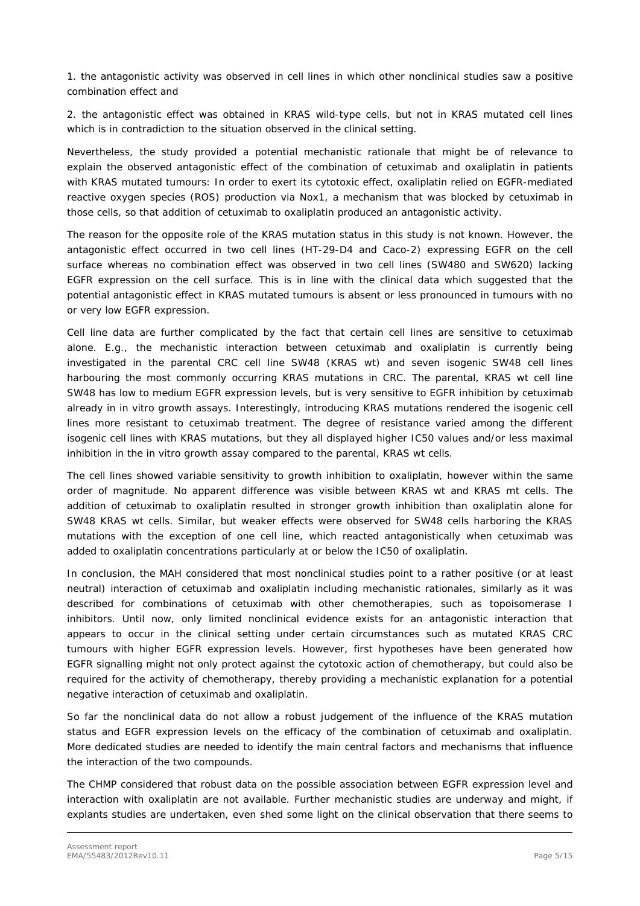1. the antagonistic activity was observed in cell lines in which other nonclinical studies saw a positive combination effect and

2. the antagonistic effect was obtained in KRAS wild-type cells, but not in KRAS mutated cell lines which is in contradiction to the situation observed in the clinical setting.

Nevertheless, the study provided a potential mechanistic rationale that might be of relevance to explain the observed antagonistic effect of the combination of cetuximab and oxaliplatin in patients with KRAS mutated tumours: In order to exert its cytotoxic effect, oxaliplatin relied on EGFR-mediated reactive oxygen species (ROS) production via Nox1, a mechanism that was blocked by cetuximab in those cells, so that addition of cetuximab to oxaliplatin produced an antagonistic activity.

The reason for the opposite role of the KRAS mutation status in this study is not known. However, the antagonistic effect occurred in two cell lines (HT-29-D4 and Caco-2) expressing EGFR on the cell surface whereas no combination effect was observed in two cell lines (SW480 and SW620) lacking EGFR expression on the cell surface. This is in line with the clinical data which suggested that the potential antagonistic effect in KRAS mutated tumours is absent or less pronounced in tumours with no or very low EGFR expression.

Cell line data are further complicated by the fact that certain cell lines are sensitive to cetuximab alone. E.g., the mechanistic interaction between cetuximab and oxaliplatin is currently being investigated in the parental CRC cell line SW48 (KRAS wt) and seven isogenic SW48 cell lines harbouring the most commonly occurring KRAS mutations in CRC. The parental, KRAS wt cell line SW48 has low to medium EGFR expression levels, but is very sensitive to EGFR inhibition by cetuximab already in in vitro growth assays. Interestingly, introducing KRAS mutations rendered the isogenic cell lines more resistant to cetuximab treatment. The degree of resistance varied among the different isogenic cell lines with KRAS mutations, but they all displayed higher IC50 values and/or less maximal inhibition in the in vitro growth assay compared to the parental, KRAS wt cells.

The cell lines showed variable sensitivity to growth inhibition to oxaliplatin, however within the same order of magnitude. No apparent difference was visible between KRAS wt and KRAS mt cells. The addition of cetuximab to oxaliplatin resulted in stronger growth inhibition than oxaliplatin alone for SW48 KRAS wt cells. Similar, but weaker effects were observed for SW48 cells harboring the KRAS mutations with the exception of one cell line, which reacted antagonistically when cetuximab was added to oxaliplatin concentrations particularly at or below the IC50 of oxaliplatin.

In conclusion, the MAH considered that most nonclinical studies point to a rather positive (or at least neutral) interaction of cetuximab and oxaliplatin including mechanistic rationales, similarly as it was described for combinations of cetuximab with other chemotherapies, such as topoisomerase I inhibitors. Until now, only limited nonclinical evidence exists for an antagonistic interaction that appears to occur in the clinical setting under certain circumstances such as mutated KRAS CRC tumours with higher EGFR expression levels. However, first hypotheses have been generated how EGFR signalling might not only protect against the cytotoxic action of chemotherapy, but could also be required for the activity of chemotherapy, thereby providing a mechanistic explanation for a potential negative interaction of cetuximab and oxaliplatin.

So far the nonclinical data do not allow a robust judgement of the influence of the KRAS mutation status and EGFR expression levels on the efficacy of the combination of cetuximab and oxaliplatin. More dedicated studies are needed to identify the main central factors and mechanisms that influence the interaction of the two compounds.

The CHMP considered that robust data on the possible association between EGFR expression level and interaction with oxaliplatin are not available. Further mechanistic studies are underway and might, if explants studies are undertaken, even shed some light on the clinical observation that there seems to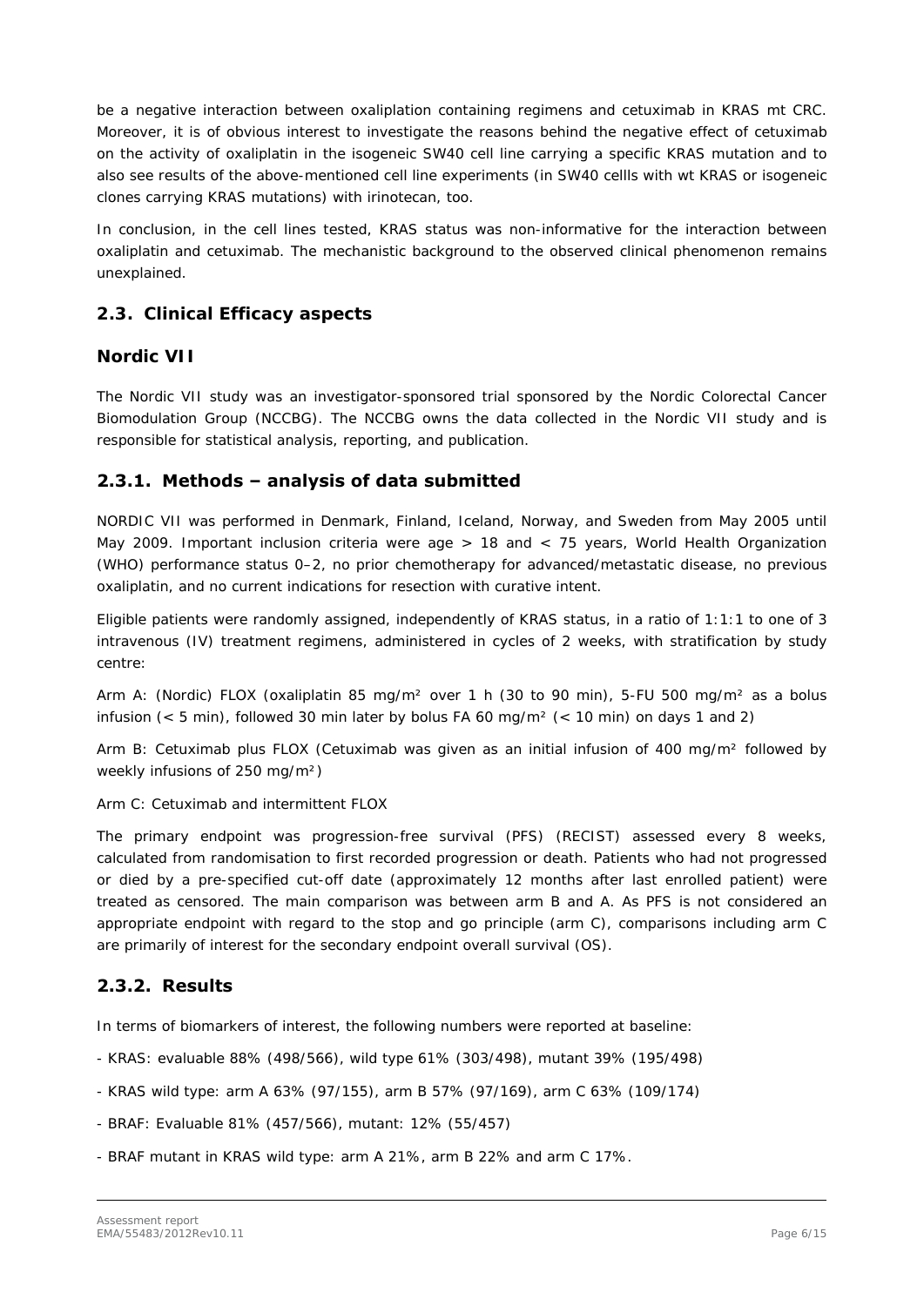be a negative interaction between oxaliplation containing regimens and cetuximab in KRAS mt CRC. Moreover, it is of obvious interest to investigate the reasons behind the negative effect of cetuximab on the activity of oxaliplatin in the isogeneic SW40 cell line carrying a specific KRAS mutation and to also see results of the above-mentioned cell line experiments (in SW40 cellls with wt KRAS or isogeneic clones carrying KRAS mutations) with irinotecan, too.

In conclusion, in the cell lines tested, KRAS status was non-informative for the interaction between oxaliplatin and cetuximab. The mechanistic background to the observed clinical phenomenon remains unexplained.

## 2.3. Clinical Efficacy aspects

## Nordic VII

The Nordic VII study was an investigator-sponsored trial sponsored by the Nordic Colorectal Cancer Biomodulation Group (NCCBG). The NCCBG owns the data collected in the Nordic VII study and is responsible for statistical analysis, reporting, and publication.

### 2.3.1. Methods – analysis of data submitted

NORDIC VII was performed in Denmark, Finland, Iceland, Norway, and Sweden from May 2005 until May 2009. Important inclusion criteria were age > 18 and < 75 years, World Health Organization (WHO) performance status 0–2, no prior chemotherapy for advanced/metastatic disease, no previous oxaliplatin, and no current indications for resection with curative intent.

Eligible patients were randomly assigned, independently of KRAS status, in a ratio of 1:1:1 to one of 3 intravenous (IV) treatment regimens, administered in cycles of 2 weeks, with stratification by study centre:

Arm A: (Nordic) FLOX (oxaliplatin 85 mg/m² over 1 h (30 to 90 min), 5-FU 500 mg/m² as a bolus infusion (< 5 min), followed 30 min later by bolus FA 60 mg/m² (< 10 min) on days 1 and 2)

Arm B: Cetuximab plus FLOX (Cetuximab was given as an initial infusion of 400 mg/m² followed by weekly infusions of 250 mg/m²)

Arm C: Cetuximab and intermittent FLOX

The primary endpoint was progression-free survival (PFS) (RECIST) assessed every 8 weeks, calculated from randomisation to first recorded progression or death. Patients who had not progressed or died by a pre-specified cut-off date (approximately 12 months after last enrolled patient) were treated as censored. The main comparison was between arm B and A. As PFS is not considered an appropriate endpoint with regard to the stop and go principle (arm C), comparisons including arm C are primarily of interest for the secondary endpoint overall survival (OS).

### 2.3.2. Results

In terms of biomarkers of interest, the following numbers were reported at baseline:

- KRAS: evaluable 88% (498/566), wild type 61% (303/498), mutant 39% (195/498)

- KRAS wild type: arm A 63% (97/155), arm B 57% (97/169), arm C 63% (109/174)

- BRAF: Evaluable 81% (457/566), mutant: 12% (55/457)

- BRAF mutant in KRAS wild type: arm A 21%, arm B 22% and arm C 17%.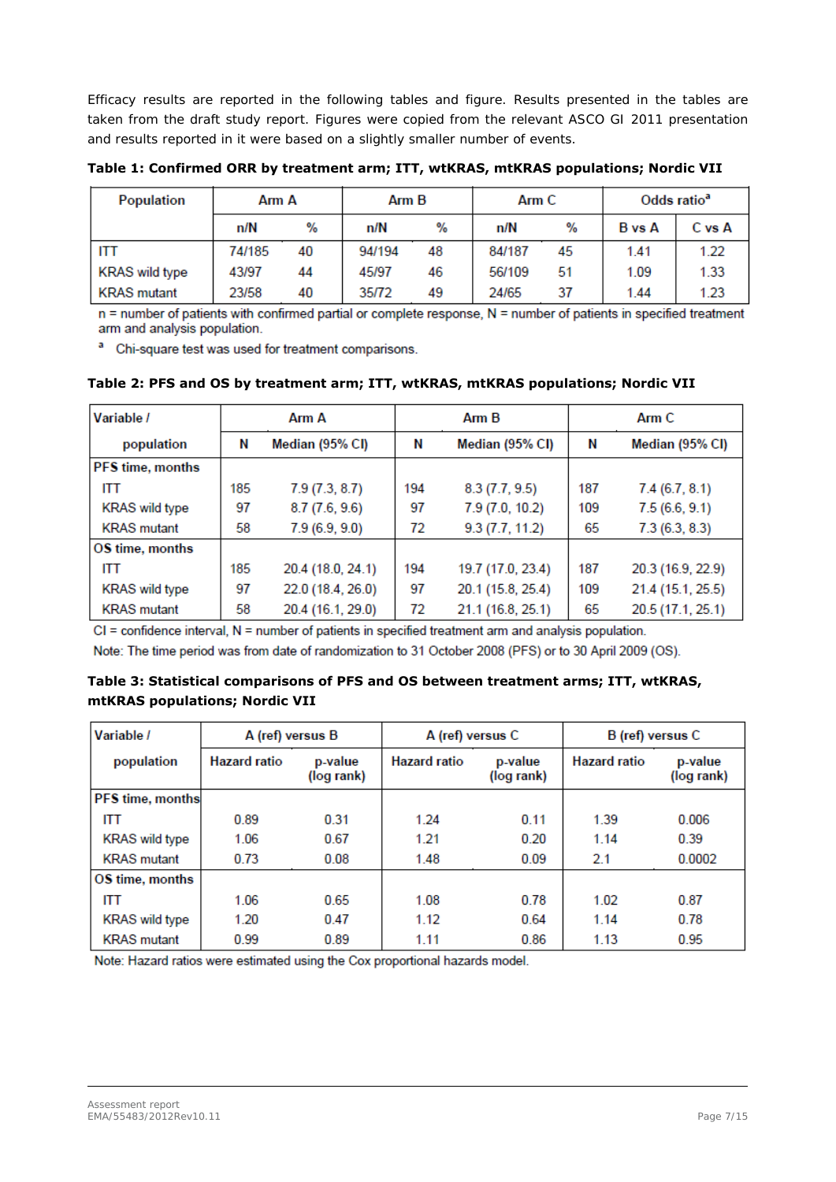Efficacy results are reported in the following tables and figure. Results presented in the tables are taken from the draft study report. Figures were copied from the relevant ASCO GI 2011 presentation and results reported in it were based on a slightly smaller number of events.

**Table 1: Confirmed ORR by treatment arm; ITT, wtKRAS, mtKRAS populations; Nordic VII**

| Population | Arm A | | Arm B | | Arm C | | Odds ratio[a] | |
|---|---|---|---|---|---|---|---|---|
| | n/N | % | n/N | % | n/N | % | B vs A | C vs A |
| ITT | 74/185 | 40 | 94/194 | 48 | 84/187 | 45 | 1.41 | 1.22 |
| KRAS wild type | 43/97 | 44 | 45/97 | 46 | 56/109 | 51 | 1.09 | 1.33 |
| KRAS mutant | 23/58 | 40 | 35/72 | 49 | 24/65 | 37 | 1.44 | 1.23 |

n = number of patients with confirmed partial or complete response, N = number of patients in specified treatment arm and analysis population.

[a] Chi-square test was used for treatment comparisons.

**Table 2: PFS and OS by treatment arm; ITT, wtKRAS, mtKRAS populations; Nordic VII**

| Variable / population | Arm A | | Arm B | | Arm C | |
|---|---|---|---|---|---|---|
| | N | Median (95% CI) | N | Median (95% CI) | N | Median (95% CI) |
| **PFS time, months** | | | | | | |
| ITT | 185 | 7.9 (7.3, 8.7) | 194 | 8.3 (7.7, 9.5) | 187 | 7.4 (6.7, 8.1) |
| KRAS wild type | 97 | 8.7 (7.6, 9.6) | 97 | 7.9 (7.0, 10.2) | 109 | 7.5 (6.6, 9.1) |
| KRAS mutant | 58 | 7.9 (6.9, 9.0) | 72 | 9.3 (7.7, 11.2) | 65 | 7.3 (6.3, 8.3) |
| **OS time, months** | | | | | | |
| ITT | 185 | 20.4 (18.0, 24.1) | 194 | 19.7 (17.0, 23.4) | 187 | 20.3 (16.9, 22.9) |
| KRAS wild type | 97 | 22.0 (18.4, 26.0) | 97 | 20.1 (15.8, 25.4) | 109 | 21.4 (15.1, 25.5) |
| KRAS mutant | 58 | 20.4 (16.1, 29.0) | 72 | 21.1 (16.8, 25.1) | 65 | 20.5 (17.1, 25.1) |

CI = confidence interval, N = number of patients in specified treatment arm and analysis population.

Note: The time period was from date of randomization to 31 October 2008 (PFS) or to 30 April 2009 (OS).

**Table 3: Statistical comparisons of PFS and OS between treatment arms; ITT, wtKRAS, mtKRAS populations; Nordic VII**

| Variable / population | A (ref) versus B | | A (ref) versus C | | B (ref) versus C | |
|---|---|---|---|---|---|---|
| | Hazard ratio | p-value (log rank) | Hazard ratio | p-value (log rank) | Hazard ratio | p-value (log rank) |
| **PFS time, months** | | | | | | |
| ITT | 0.89 | 0.31 | 1.24 | 0.11 | 1.39 | 0.006 |
| KRAS wild type | 1.06 | 0.67 | 1.21 | 0.20 | 1.14 | 0.39 |
| KRAS mutant | 0.73 | 0.08 | 1.48 | 0.09 | 2.1 | 0.0002 |
| **OS time, months** | | | | | | |
| ITT | 1.06 | 0.65 | 1.08 | 0.78 | 1.02 | 0.87 |
| KRAS wild type | 1.20 | 0.47 | 1.12 | 0.64 | 1.14 | 0.78 |
| KRAS mutant | 0.99 | 0.89 | 1.11 | 0.86 | 1.13 | 0.95 |

Note: Hazard ratios were estimated using the Cox proportional hazards model.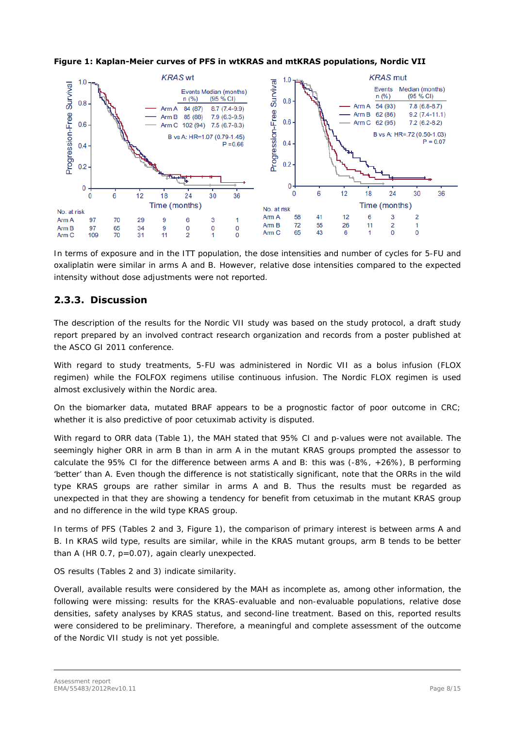**Figure 1: Kaplan-Meier curves of PFS in wtKRAS and mtKRAS populations, Nordic VII**

*KRAS* wt

| | Events n (%) | Median (months) (95 % CI) |
|---|---|---|
| Arm A | 84 (87) | 8.7 (7.4-9.9) |
| Arm B | 85 (88) | 7.9 (6.3-9.5) |
| Arm C | 102 (94) | 7.5 (6.7-8.3) |

B vs A: HR=1.07 (0.79-1.45) P =0.66

| No. at risk | 0 | 6 | 12 | 18 | 24 | 30 | 36 |
|---|---|---|---|---|---|---|---|
| Arm A | 97 | 70 | 29 | 9 | 6 | 3 | 1 |
| Arm B | 97 | 65 | 34 | 9 | 0 | 0 | 0 |
| Arm C | 109 | 70 | 31 | 11 | 2 | 1 | 0 |

*KRAS* mut

| | Events n (%) | Median (months) (95 % CI) |
|---|---|---|
| Arm A | 54 (93) | 7.8 (6.8-8.7) |
| Arm B | 62 (86) | 9.2 (7.4-11.1) |
| Arm C | 62 (95) | 7.2 (6.2-8.2) |

B vs A: HR=.72 (0.50-1.03) P = 0.07

| No. at risk | 0 | 6 | 12 | 18 | 24 | 30 |
|---|---|---|---|---|---|---|
| Arm A | 58 | 41 | 12 | 6 | 3 | 2 |
| Arm B | 72 | 55 | 26 | 11 | 2 | 1 |
| Arm C | 65 | 43 | 6 | 1 | 0 | 0 |

In terms of exposure and in the ITT population, the dose intensities and number of cycles for 5-FU and oxaliplatin were similar in arms A and B. However, relative dose intensities compared to the expected intensity without dose adjustments were not reported.

## 2.3.3. Discussion

The description of the results for the Nordic VII study was based on the study protocol, a draft study report prepared by an involved contract research organization and records from a poster published at the ASCO GI 2011 conference.

With regard to study treatments, 5-FU was administered in Nordic VII as a bolus infusion (FLOX regimen) while the FOLFOX regimens utilise continuous infusion. The Nordic FLOX regimen is used almost exclusively within the Nordic area.

On the biomarker data, mutated BRAF appears to be a prognostic factor of poor outcome in CRC; whether it is also predictive of poor cetuximab activity is disputed.

With regard to ORR data (Table 1), the MAH stated that 95% CI and p-values were not available. The seemingly higher ORR in arm B than in arm A in the mutant KRAS groups prompted the assessor to calculate the 95% CI for the difference between arms A and B: this was (-8%, +26%), B performing 'better' than A. Even though the difference is not statistically significant, note that the ORRs in the wild type KRAS groups are rather similar in arms A and B. Thus the results must be regarded as unexpected in that they are showing a tendency for benefit from cetuximab in the mutant KRAS group and no difference in the wild type KRAS group.

In terms of PFS (Tables 2 and 3, Figure 1), the comparison of primary interest is between arms A and B. In KRAS wild type, results are similar, while in the KRAS mutant groups, arm B tends to be better than A (HR 0.7, p=0.07), again clearly unexpected.

OS results (Tables 2 and 3) indicate similarity.

Overall, available results were considered by the MAH as incomplete as, among other information, the following were missing: results for the KRAS-evaluable and non-evaluable populations, relative dose densities, safety analyses by KRAS status, and second-line treatment. Based on this, reported results were considered to be preliminary. Therefore, a meaningful and complete assessment of the outcome of the Nordic VII study is not yet possible.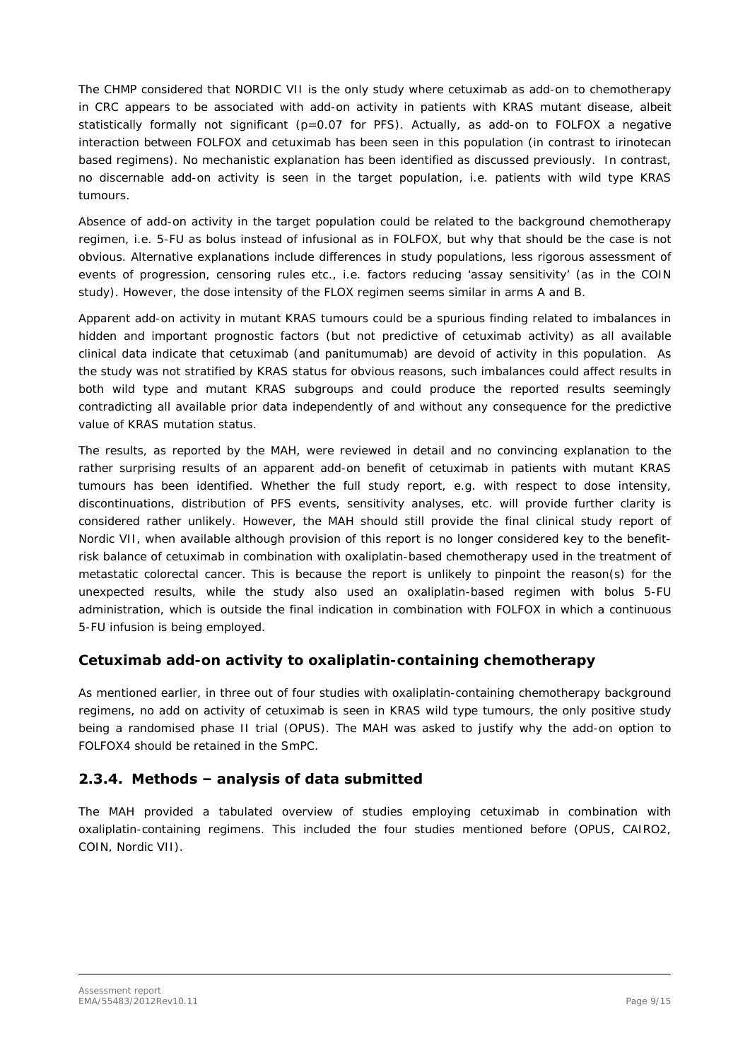The CHMP considered that NORDIC VII is the only study where cetuximab as add-on to chemotherapy in CRC appears to be associated with add-on activity in patients with KRAS mutant disease, albeit statistically formally not significant ($p=0.07$ for PFS). Actually, as add-on to FOLFOX a negative interaction between FOLFOX and cetuximab has been seen in this population (in contrast to irinotecan based regimens). No mechanistic explanation has been identified as discussed previously. In contrast, no discernable add-on activity is seen in the target population, i.e. patients with wild type KRAS tumours.

Absence of add-on activity in the target population could be related to the background chemotherapy regimen, i.e. 5-FU as bolus instead of infusional as in FOLFOX, but why that should be the case is not obvious. Alternative explanations include differences in study populations, less rigorous assessment of events of progression, censoring rules etc., i.e. factors reducing 'assay sensitivity' (as in the COIN study). However, the dose intensity of the FLOX regimen seems similar in arms A and B.

Apparent add-on activity in mutant KRAS tumours could be a spurious finding related to imbalances in hidden and important prognostic factors (but not predictive of cetuximab activity) as all available clinical data indicate that cetuximab (and panitumumab) are devoid of activity in this population. As the study was not stratified by KRAS status for obvious reasons, such imbalances could affect results in both wild type and mutant KRAS subgroups and could produce the reported results seemingly contradicting all available prior data independently of and without any consequence for the predictive value of KRAS mutation status.

The results, as reported by the MAH, were reviewed in detail and no convincing explanation to the rather surprising results of an apparent add-on benefit of cetuximab in patients with mutant KRAS tumours has been identified. Whether the full study report, e.g. with respect to dose intensity, discontinuations, distribution of PFS events, sensitivity analyses, etc. will provide further clarity is considered rather unlikely. However, the MAH should still provide the final clinical study report of Nordic VII, when available although provision of this report is no longer considered key to the benefit-risk balance of cetuximab in combination with oxaliplatin-based chemotherapy used in the treatment of metastatic colorectal cancer. This is because the report is unlikely to pinpoint the reason(s) for the unexpected results, while the study also used an oxaliplatin-based regimen with bolus 5-FU administration, which is outside the final indication in combination with FOLFOX in which a continuous 5-FU infusion is being employed.

### Cetuximab add-on activity to oxaliplatin-containing chemotherapy

As mentioned earlier, in three out of four studies with oxaliplatin-containing chemotherapy background regimens, no add on activity of cetuximab is seen in KRAS wild type tumours, the only positive study being a randomised phase II trial (OPUS). The MAH was asked to justify why the add-on option to FOLFOX4 should be retained in the SmPC.

## 2.3.4. Methods – analysis of data submitted

The MAH provided a tabulated overview of studies employing cetuximab in combination with oxaliplatin-containing regimens. This included the four studies mentioned before (OPUS, CAIRO2, COIN, Nordic VII).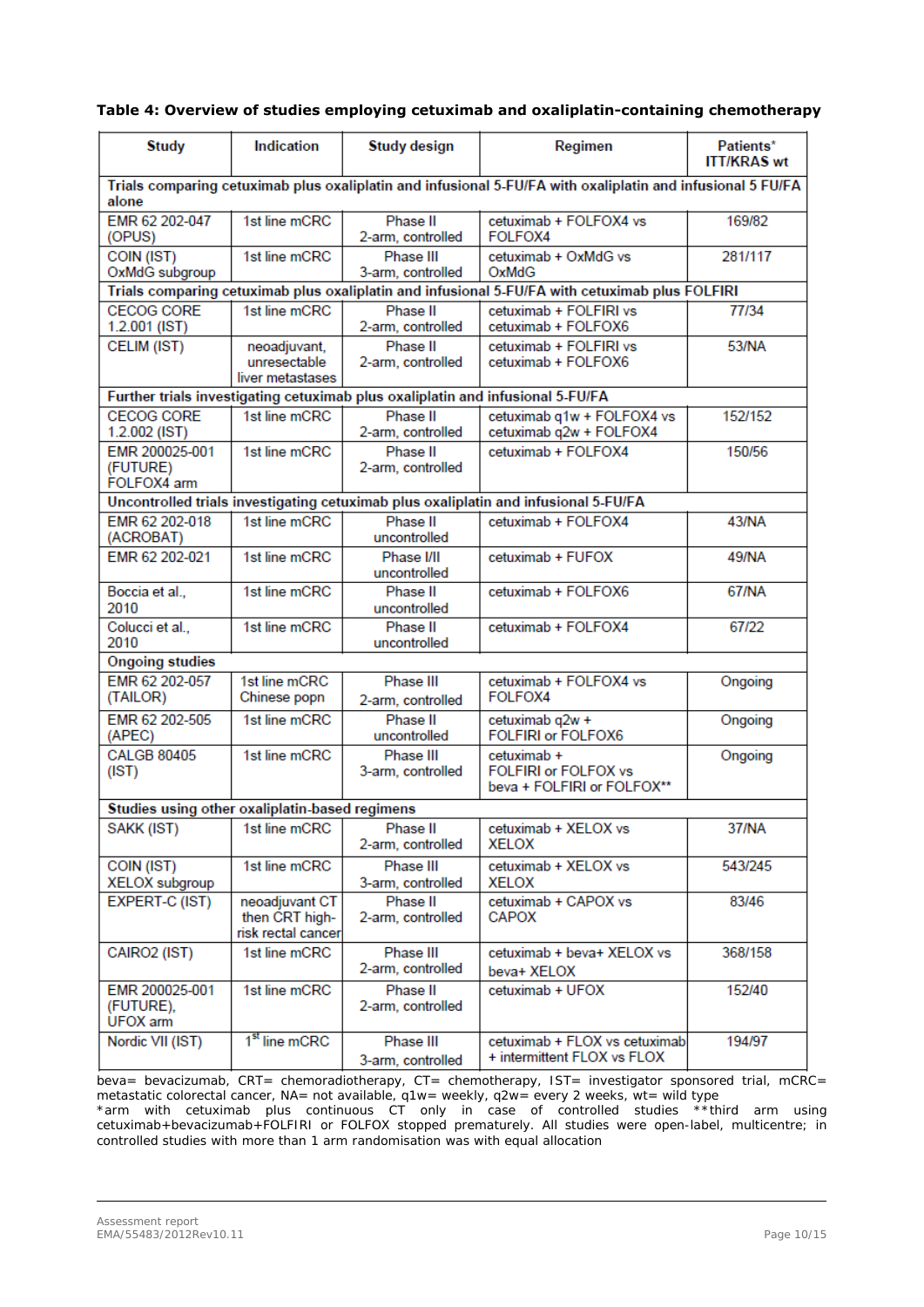**Table 4: Overview of studies employing cetuximab and oxaliplatin-containing chemotherapy**

| Study | Indication | Study design | Regimen | Patients* ITT/KRAS wt |
|---|---|---|---|---|
| **Trials comparing cetuximab plus oxaliplatin and infusional 5-FU/FA with oxaliplatin and infusional 5 FU/FA alone** | | | | |
| EMR 62 202-047 (OPUS) | 1st line mCRC | Phase II 2-arm, controlled | cetuximab + FOLFOX4 vs FOLFOX4 | 169/82 |
| COIN (IST) OxMdG subgroup | 1st line mCRC | Phase III 3-arm, controlled | cetuximab + OxMdG vs OxMdG | 281/117 |
| **Trials comparing cetuximab plus oxaliplatin and infusional 5-FU/FA with cetuximab plus FOLFIRI** | | | | |
| CECOG CORE 1.2.001 (IST) | 1st line mCRC | Phase II 2-arm, controlled | cetuximab + FOLFIRI vs cetuximab + FOLFOX6 | 77/34 |
| CELIM (IST) | neoadjuvant, unresectable liver metastases | Phase II 2-arm, controlled | cetuximab + FOLFIRI vs cetuximab + FOLFOX6 | 53/NA |
| **Further trials investigating cetuximab plus oxaliplatin and infusional 5-FU/FA** | | | | |
| CECOG CORE 1.2.002 (IST) | 1st line mCRC | Phase II 2-arm, controlled | cetuximab q1w + FOLFOX4 vs cetuximab q2w + FOLFOX4 | 152/152 |
| EMR 200025-001 (FUTURE) FOLFOX4 arm | 1st line mCRC | Phase II 2-arm, controlled | cetuximab + FOLFOX4 | 150/56 |
| **Uncontrolled trials investigating cetuximab plus oxaliplatin and infusional 5-FU/FA** | | | | |
| EMR 62 202-018 (ACROBAT) | 1st line mCRC | Phase II uncontrolled | cetuximab + FOLFOX4 | 43/NA |
| EMR 62 202-021 | 1st line mCRC | Phase I/II uncontrolled | cetuximab + FUFOX | 49/NA |
| Boccia et al., 2010 | 1st line mCRC | Phase II uncontrolled | cetuximab + FOLFOX6 | 67/NA |
| Colucci et al., 2010 | 1st line mCRC | Phase II uncontrolled | cetuximab + FOLFOX4 | 67/22 |
| **Ongoing studies** | | | | |
| EMR 62 202-057 (TAILOR) | 1st line mCRC Chinese popn | Phase III 2-arm, controlled | cetuximab + FOLFOX4 vs FOLFOX4 | Ongoing |
| EMR 62 202-505 (APEC) | 1st line mCRC | Phase II uncontrolled | cetuximab q2w + FOLFIRI or FOLFOX6 | Ongoing |
| CALGB 80405 (IST) | 1st line mCRC | Phase III 3-arm, controlled | cetuximab + FOLFIRI or FOLFOX vs beva + FOLFIRI or FOLFOX** | Ongoing |
| **Studies using other oxaliplatin-based regimens** | | | | |
| SAKK (IST) | 1st line mCRC | Phase II 2-arm, controlled | cetuximab + XELOX vs XELOX | 37/NA |
| COIN (IST) XELOX subgroup | 1st line mCRC | Phase III 3-arm, controlled | cetuximab + XELOX vs XELOX | 543/245 |
| EXPERT-C (IST) | neoadjuvant CT then CRT high-risk rectal cancer | Phase II 2-arm, controlled | cetuximab + CAPOX vs CAPOX | 83/46 |
| CAIRO2 (IST) | 1st line mCRC | Phase III 2-arm, controlled | cetuximab + beva+ XELOX vs beva+ XELOX | 368/158 |
| EMR 200025-001 (FUTURE), UFOX arm | 1st line mCRC | Phase II 2-arm, controlled | cetuximab + UFOX | 152/40 |
| Nordic VII (IST) | 1st line mCRC | Phase III 3-arm, controlled | cetuximab + FLOX vs cetuximab + intermittent FLOX vs FLOX | 194/97 |

beva= bevacizumab, CRT= chemoradiotherapy, CT= chemotherapy, IST= investigator sponsored trial, mCRC= metastatic colorectal cancer, NA= not available, q1w= weekly, q2w= every 2 weeks, wt= wild type
*arm with cetuximab plus continuous CT only in case of controlled studies **third arm using cetuximab+bevacizumab+FOLFIRI or FOLFOX stopped prematurely. All studies were open-label, multicentre; in controlled studies with more than 1 arm randomisation was with equal allocation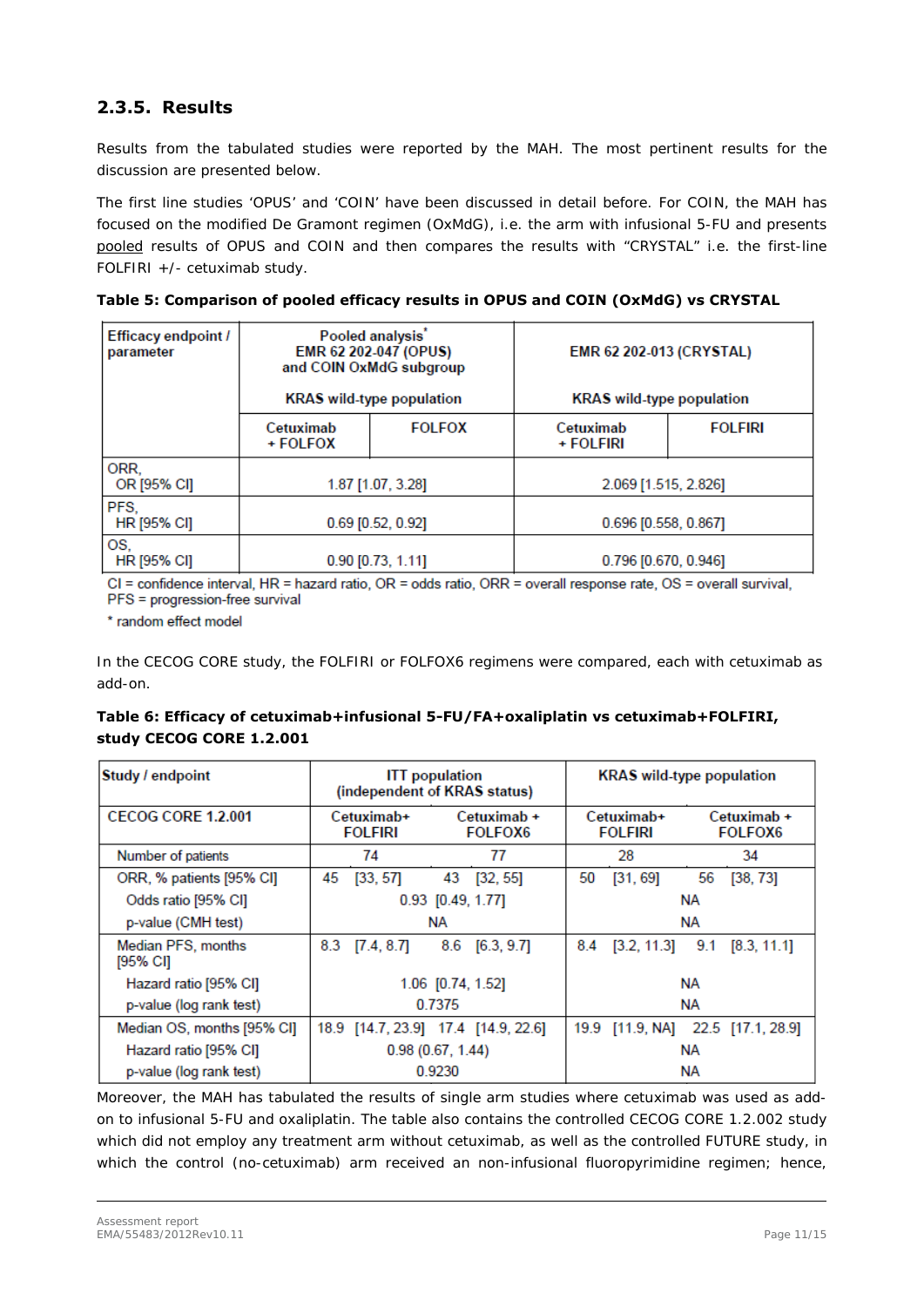## 2.3.5. Results

Results from the tabulated studies were reported by the MAH. The most pertinent results for the discussion are presented below.

The first line studies 'OPUS' and 'COIN' have been discussed in detail before. For COIN, the MAH has focused on the modified De Gramont regimen (OxMdG), i.e. the arm with infusional 5-FU and presents pooled results of OPUS and COIN and then compares the results with "CRYSTAL" i.e. the first-line FOLFIRI +/- cetuximab study.

**Table 5: Comparison of pooled efficacy results in OPUS and COIN (OxMdG) vs CRYSTAL**

| Efficacy endpoint / parameter | Pooled analysis* EMR 62 202-047 (OPUS) and COIN OxMdG subgroup KRAS wild-type population | | EMR 62 202-013 (CRYSTAL) KRAS wild-type population | |
|---|---|---|---|---|
| | Cetuximab + FOLFOX | FOLFOX | Cetuximab + FOLFIRI | FOLFIRI |
| ORR, OR [95% CI] | 1.87 [1.07, 3.28] | | 2.069 [1.515, 2.826] | |
| PFS, HR [95% CI] | 0.69 [0.52, 0.92] | | 0.696 [0.558, 0.867] | |
| OS, HR [95% CI] | 0.90 [0.73, 1.11] | | 0.796 [0.670, 0.946] | |

CI = confidence interval, HR = hazard ratio, OR = odds ratio, ORR = overall response rate, OS = overall survival, PFS = progression-free survival

* random effect model

In the CECOG CORE study, the FOLFIRI or FOLFOX6 regimens were compared, each with cetuximab as add-on.

**Table 6: Efficacy of cetuximab+infusional 5-FU/FA+oxaliplatin vs cetuximab+FOLFIRI, study CECOG CORE 1.2.001**

| Study / endpoint | ITT population (independent of KRAS status) | | KRAS wild-type population | |
|---|---|---|---|---|
| CECOG CORE 1.2.001 | Cetuximab+ FOLFIRI | Cetuximab + FOLFOX6 | Cetuximab+ FOLFIRI | Cetuximab + FOLFOX6 |
| Number of patients | 74 | 77 | 28 | 34 |
| ORR, % patients [95% CI] | 45 [33, 57] | 43 [32, 55] | 50 [31, 69] | 56 [38, 73] |
| Odds ratio [95% CI] | 0.93 [0.49, 1.77] | | NA | |
| p-value (CMH test) | NA | | NA | |
| Median PFS, months [95% CI] | 8.3 [7.4, 8.7] | 8.6 [6.3, 9.7] | 8.4 [3.2, 11.3] | 9.1 [8.3, 11.1] |
| Hazard ratio [95% CI] | 1.06 [0.74, 1.52] | | NA | |
| p-value (log rank test) | 0.7375 | | NA | |
| Median OS, months [95% CI] | 18.9 [14.7, 23.9] | 17.4 [14.9, 22.6] | 19.9 [11.9, NA] | 22.5 [17.1, 28.9] |
| Hazard ratio [95% CI] | 0.98 (0.67, 1.44) | | NA | |
| p-value (log rank test) | 0.9230 | | NA | |

Moreover, the MAH has tabulated the results of single arm studies where cetuximab was used as add-on to infusional 5-FU and oxaliplatin. The table also contains the controlled CECOG CORE 1.2.002 study which did not employ any treatment arm without cetuximab, as well as the controlled FUTURE study, in which the control (no-cetuximab) arm received an non-infusional fluoropyrimidine regimen; hence,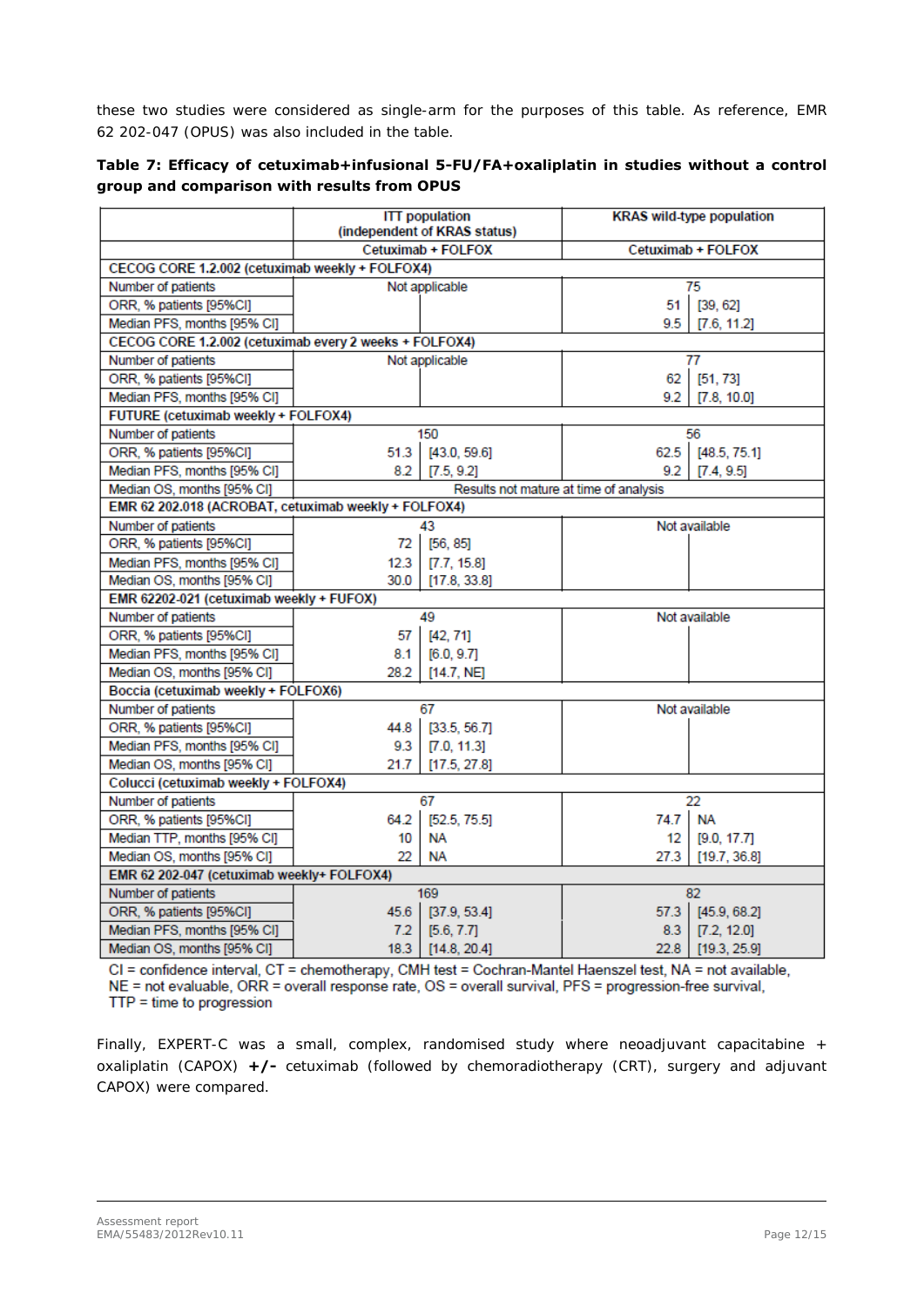these two studies were considered as single-arm for the purposes of this table. As reference, EMR 62 202-047 (OPUS) was also included in the table.

**Table 7: Efficacy of cetuximab+infusional 5-FU/FA+oxaliplatin in studies without a control group and comparison with results from OPUS**

| | ITT population (independent of KRAS status) | | KRAS wild-type population | |
|---|---|---|---|---|
| | Cetuximab + FOLFOX | | Cetuximab + FOLFOX | |
| **CECOG CORE 1.2.002 (cetuximab weekly + FOLFOX4)** | | | | |
| Number of patients | Not applicable | | 75 | |
| ORR, % patients [95%CI] | | | 51 | [39, 62] |
| Median PFS, months [95% CI] | | | 9.5 | [7.6, 11.2] |
| **CECOG CORE 1.2.002 (cetuximab every 2 weeks + FOLFOX4)** | | | | |
| Number of patients | Not applicable | | 77 | |
| ORR, % patients [95%CI] | | | 62 | [51, 73] |
| Median PFS, months [95% CI] | | | 9.2 | [7.8, 10.0] |
| **FUTURE (cetuximab weekly + FOLFOX4)** | | | | |
| Number of patients | 150 | | 56 | |
| ORR, % patients [95%CI] | 51.3 | [43.0, 59.6] | 62.5 | [48.5, 75.1] |
| Median PFS, months [95% CI] | 8.2 | [7.5, 9.2] | 9.2 | [7.4, 9.5] |
| Median OS, months [95% CI] | Results not mature at time of analysis | | | |
| **EMR 62 202.018 (ACROBAT, cetuximab weekly + FOLFOX4)** | | | | |
| Number of patients | 43 | | Not available | |
| ORR, % patients [95%CI] | 72 | [56, 85] | | |
| Median PFS, months [95% CI] | 12.3 | [7.7, 15.8] | | |
| Median OS, months [95% CI] | 30.0 | [17.8, 33.8] | | |
| **EMR 62202-021 (cetuximab weekly + FUFOX)** | | | | |
| Number of patients | 49 | | Not available | |
| ORR, % patients [95%CI] | 57 | [42, 71] | | |
| Median PFS, months [95% CI] | 8.1 | [6.0, 9.7] | | |
| Median OS, months [95% CI] | 28.2 | [14.7, NE] | | |
| **Boccia (cetuximab weekly + FOLFOX6)** | | | | |
| Number of patients | 67 | | Not available | |
| ORR, % patients [95%CI] | 44.8 | [33.5, 56.7] | | |
| Median PFS, months [95% CI] | 9.3 | [7.0, 11.3] | | |
| Median OS, months [95% CI] | 21.7 | [17.5, 27.8] | | |
| **Colucci (cetuximab weekly + FOLFOX4)** | | | | |
| Number of patients | 67 | | 22 | |
| ORR, % patients [95%CI] | 64.2 | [52.5, 75.5] | 74.7 | NA |
| Median TTP, months [95% CI] | 10 | NA | 12 | [9.0, 17.7] |
| Median OS, months [95% CI] | 22 | NA | 27.3 | [19.7, 36.8] |
| **EMR 62 202-047 (cetuximab weekly+ FOLFOX4)** | | | | |
| Number of patients | 169 | | 82 | |
| ORR, % patients [95%CI] | 45.6 | [37.9, 53.4] | 57.3 | [45.9, 68.2] |
| Median PFS, months [95% CI] | 7.2 | [5.6, 7.7] | 8.3 | [7.2, 12.0] |
| Median OS, months [95% CI] | 18.3 | [14.8, 20.4] | 22.8 | [19.3, 25.9] |

CI = confidence interval, CT = chemotherapy, CMH test = Cochran-Mantel Haenszel test, NA = not available, NE = not evaluable, ORR = overall response rate, OS = overall survival, PFS = progression-free survival, TTP = time to progression

Finally, EXPERT-C was a small, complex, randomised study where neoadjuvant capacitabine + oxaliplatin (CAPOX) **+/-** cetuximab (followed by chemoradiotherapy (CRT), surgery and adjuvant CAPOX) were compared.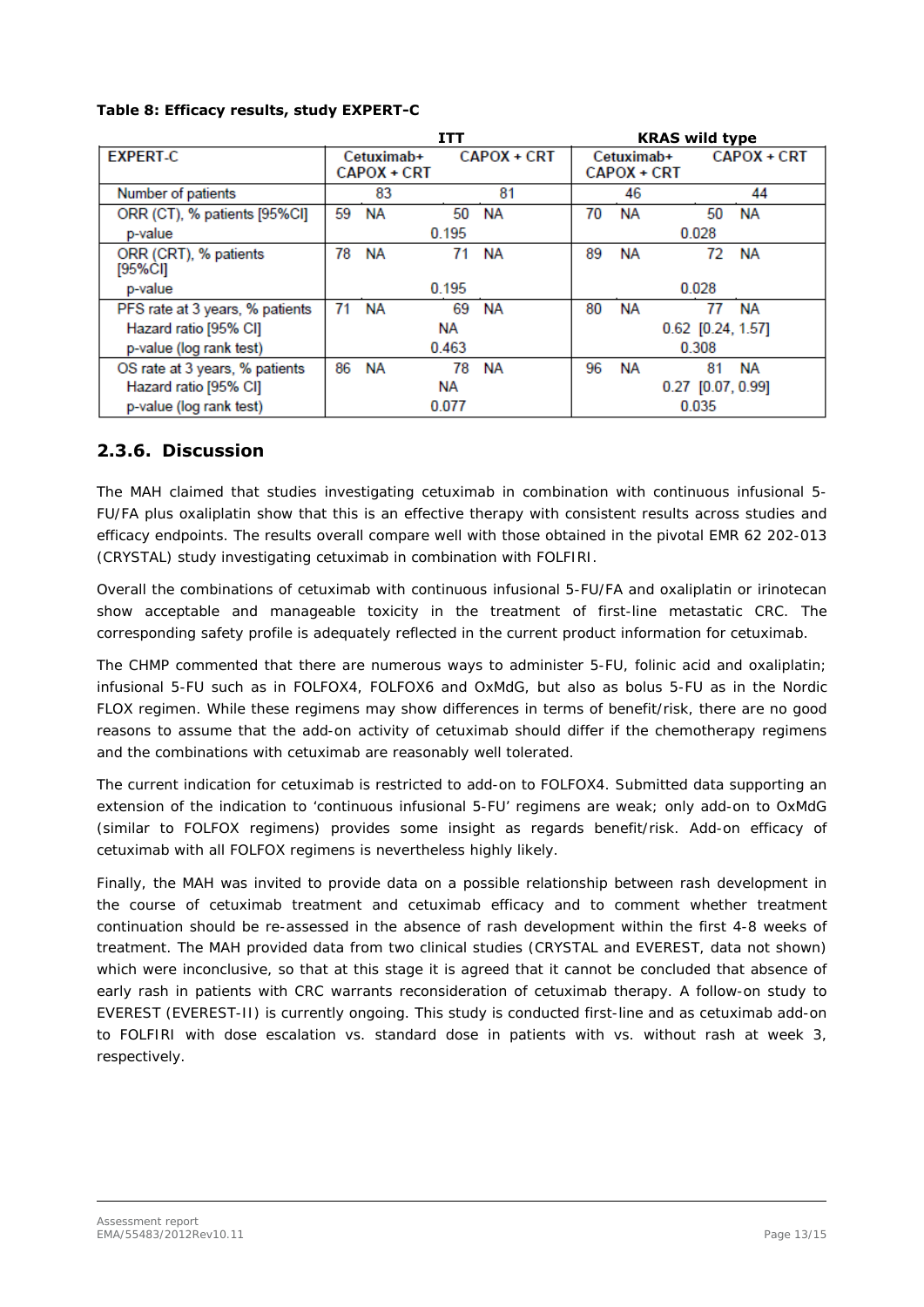**Table 8: Efficacy results, study EXPERT-C**

| EXPERT-C | ITT | | KRAS wild type | |
|---|---|---|---|---|
| | Cetuximab+ CAPOX + CRT | CAPOX + CRT | Cetuximab+ CAPOX + CRT | CAPOX + CRT |
| Number of patients | 83 | 81 | 46 | 44 |
| ORR (CT), % patients [95%CI] | 59 NA | 50 NA | 70 NA | 50 NA |
| p-value | 0.195 | | 0.028 | |
| ORR (CRT), % patients [95%CI] | 78 NA | 71 NA | 89 NA | 72 NA |
| p-value | 0.195 | | 0.028 | |
| PFS rate at 3 years, % patients | 71 NA | 69 NA | 80 NA | 77 NA |
| Hazard ratio [95% CI] | NA | | 0.62 [0.24, 1.57] | |
| p-value (log rank test) | 0.463 | | 0.308 | |
| OS rate at 3 years, % patients | 86 NA | 78 NA | 96 NA | 81 NA |
| Hazard ratio [95% CI] | NA | | 0.27 [0.07, 0.99] | |
| p-value (log rank test) | 0.077 | | 0.035 | |

## 2.3.6. Discussion

The MAH claimed that studies investigating cetuximab in combination with continuous infusional 5-FU/FA plus oxaliplatin show that this is an effective therapy with consistent results across studies and efficacy endpoints. The results overall compare well with those obtained in the pivotal EMR 62 202-013 (CRYSTAL) study investigating cetuximab in combination with FOLFIRI.

Overall the combinations of cetuximab with continuous infusional 5-FU/FA and oxaliplatin or irinotecan show acceptable and manageable toxicity in the treatment of first-line metastatic CRC. The corresponding safety profile is adequately reflected in the current product information for cetuximab.

The CHMP commented that there are numerous ways to administer 5-FU, folinic acid and oxaliplatin; infusional 5-FU such as in FOLFOX4, FOLFOX6 and OxMdG, but also as bolus 5-FU as in the Nordic FLOX regimen. While these regimens may show differences in terms of benefit/risk, there are no good reasons to assume that the add-on activity of cetuximab should differ if the chemotherapy regimens and the combinations with cetuximab are reasonably well tolerated.

The current indication for cetuximab is restricted to add-on to FOLFOX4. Submitted data supporting an extension of the indication to 'continuous infusional 5-FU' regimens are weak; only add-on to OxMdG (similar to FOLFOX regimens) provides some insight as regards benefit/risk. Add-on efficacy of cetuximab with all FOLFOX regimens is nevertheless highly likely.

Finally, the MAH was invited to provide data on a possible relationship between rash development in the course of cetuximab treatment and cetuximab efficacy and to comment whether treatment continuation should be re-assessed in the absence of rash development within the first 4-8 weeks of treatment. The MAH provided data from two clinical studies (CRYSTAL and EVEREST, data not shown) which were inconclusive, so that at this stage it is agreed that it cannot be concluded that absence of early rash in patients with CRC warrants reconsideration of cetuximab therapy. A follow-on study to EVEREST (EVEREST-II) is currently ongoing. This study is conducted first-line and as cetuximab add-on to FOLFIRI with dose escalation vs. standard dose in patients with vs. without rash at week 3, respectively.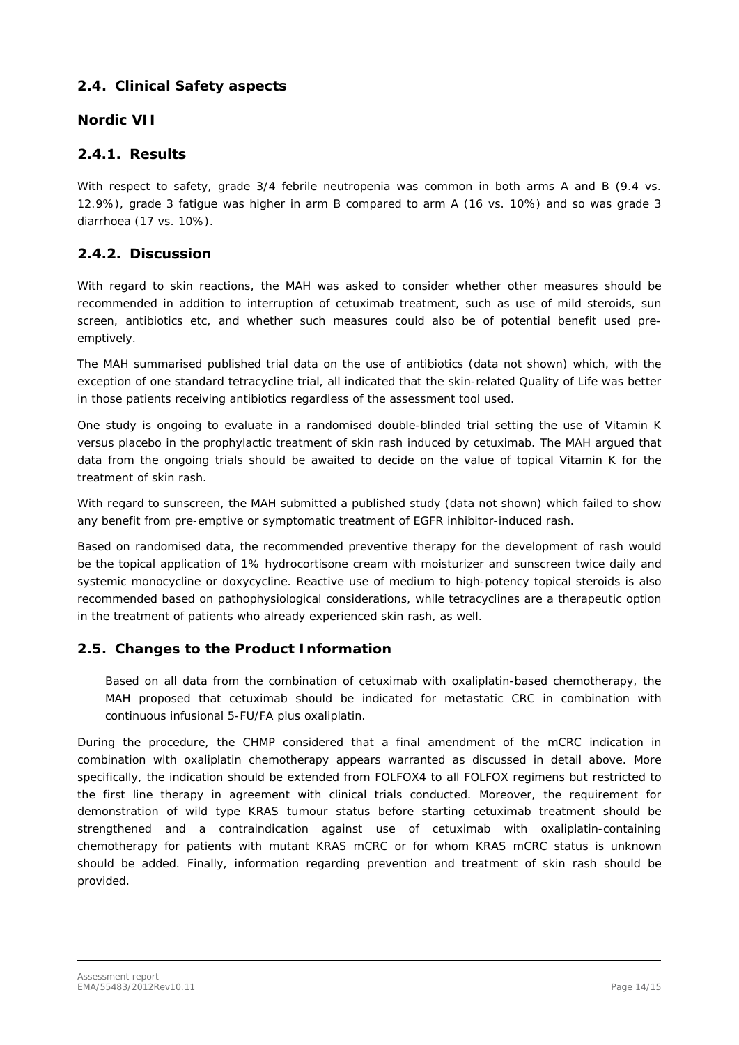## 2.4. Clinical Safety aspects

### Nordic VII

### 2.4.1. Results

With respect to safety, grade 3/4 febrile neutropenia was common in both arms A and B (9.4 vs. 12.9%), grade 3 fatigue was higher in arm B compared to arm A (16 vs. 10%) and so was grade 3 diarrhoea (17 vs. 10%).

### 2.4.2. Discussion

With regard to skin reactions, the MAH was asked to consider whether other measures should be recommended in addition to interruption of cetuximab treatment, such as use of mild steroids, sun screen, antibiotics etc, and whether such measures could also be of potential benefit used pre-emptively.

The MAH summarised published trial data on the use of antibiotics (data not shown) which, with the exception of one standard tetracycline trial, all indicated that the skin-related Quality of Life was better in those patients receiving antibiotics regardless of the assessment tool used.

One study is ongoing to evaluate in a randomised double-blinded trial setting the use of Vitamin K versus placebo in the prophylactic treatment of skin rash induced by cetuximab. The MAH argued that data from the ongoing trials should be awaited to decide on the value of topical Vitamin K for the treatment of skin rash.

With regard to sunscreen, the MAH submitted a published study (data not shown) which failed to show any benefit from pre-emptive or symptomatic treatment of EGFR inhibitor-induced rash.

Based on randomised data, the recommended preventive therapy for the development of rash would be the topical application of 1% hydrocortisone cream with moisturizer and sunscreen twice daily and systemic monocycline or doxycycline. Reactive use of medium to high-potency topical steroids is also recommended based on pathophysiological considerations, while tetracyclines are a therapeutic option in the treatment of patients who already experienced skin rash, as well.

## 2.5. Changes to the Product Information

> Based on all data from the combination of cetuximab with oxaliplatin-based chemotherapy, the MAH proposed that cetuximab should be indicated for metastatic CRC in combination with continuous infusional 5-FU/FA plus oxaliplatin.

During the procedure, the CHMP considered that a final amendment of the mCRC indication in combination with oxaliplatin chemotherapy appears warranted as discussed in detail above. More specifically, the indication should be extended from FOLFOX4 to all FOLFOX regimens but restricted to the first line therapy in agreement with clinical trials conducted. Moreover, the requirement for demonstration of wild type KRAS tumour status before starting cetuximab treatment should be strengthened and a contraindication against use of cetuximab with oxaliplatin-containing chemotherapy for patients with mutant KRAS mCRC or for whom KRAS mCRC status is unknown should be added. Finally, information regarding prevention and treatment of skin rash should be provided.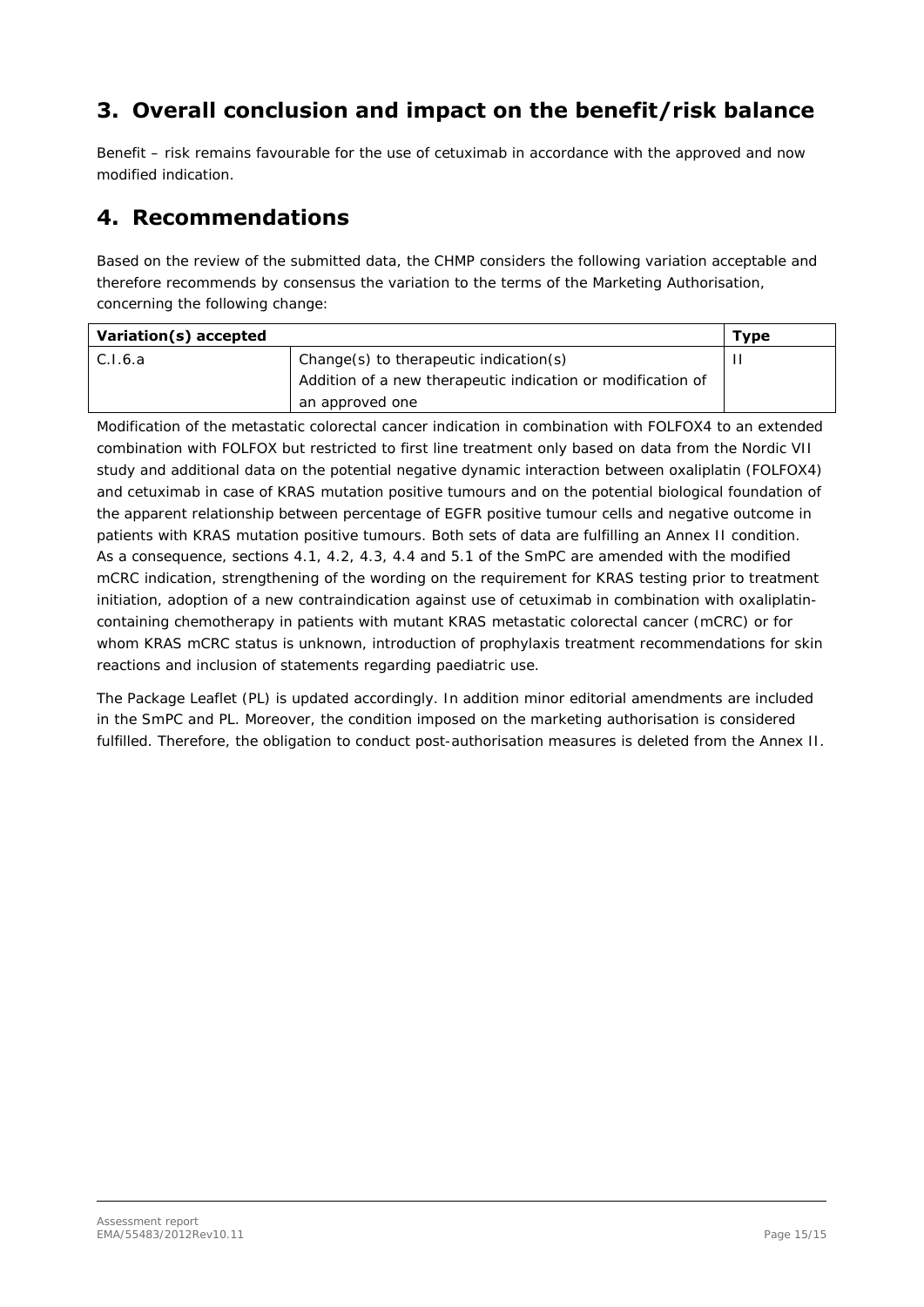## 3. Overall conclusion and impact on the benefit/risk balance

Benefit – risk remains favourable for the use of cetuximab in accordance with the approved and now modified indication.

## 4. Recommendations

Based on the review of the submitted data, the CHMP considers the following variation acceptable and therefore recommends by consensus the variation to the terms of the Marketing Authorisation, concerning the following change:

| Variation(s) accepted | | Type |
|---|---|---|
| C.I.6.a | Change(s) to therapeutic indication(s) Addition of a new therapeutic indication or modification of an approved one | II |

Modification of the metastatic colorectal cancer indication in combination with FOLFOX4 to an extended combination with FOLFOX but restricted to first line treatment only based on data from the Nordic VII study and additional data on the potential negative dynamic interaction between oxaliplatin (FOLFOX4) and cetuximab in case of KRAS mutation positive tumours and on the potential biological foundation of the apparent relationship between percentage of EGFR positive tumour cells and negative outcome in patients with KRAS mutation positive tumours. Both sets of data are fulfilling an Annex II condition. As a consequence, sections 4.1, 4.2, 4.3, 4.4 and 5.1 of the SmPC are amended with the modified mCRC indication, strengthening of the wording on the requirement for KRAS testing prior to treatment initiation, adoption of a new contraindication against use of cetuximab in combination with oxaliplatin-containing chemotherapy in patients with mutant KRAS metastatic colorectal cancer (mCRC) or for whom KRAS mCRC status is unknown, introduction of prophylaxis treatment recommendations for skin reactions and inclusion of statements regarding paediatric use.

The Package Leaflet (PL) is updated accordingly. In addition minor editorial amendments are included in the SmPC and PL. Moreover, the condition imposed on the marketing authorisation is considered fulfilled. Therefore, the obligation to conduct post-authorisation measures is deleted from the Annex II.